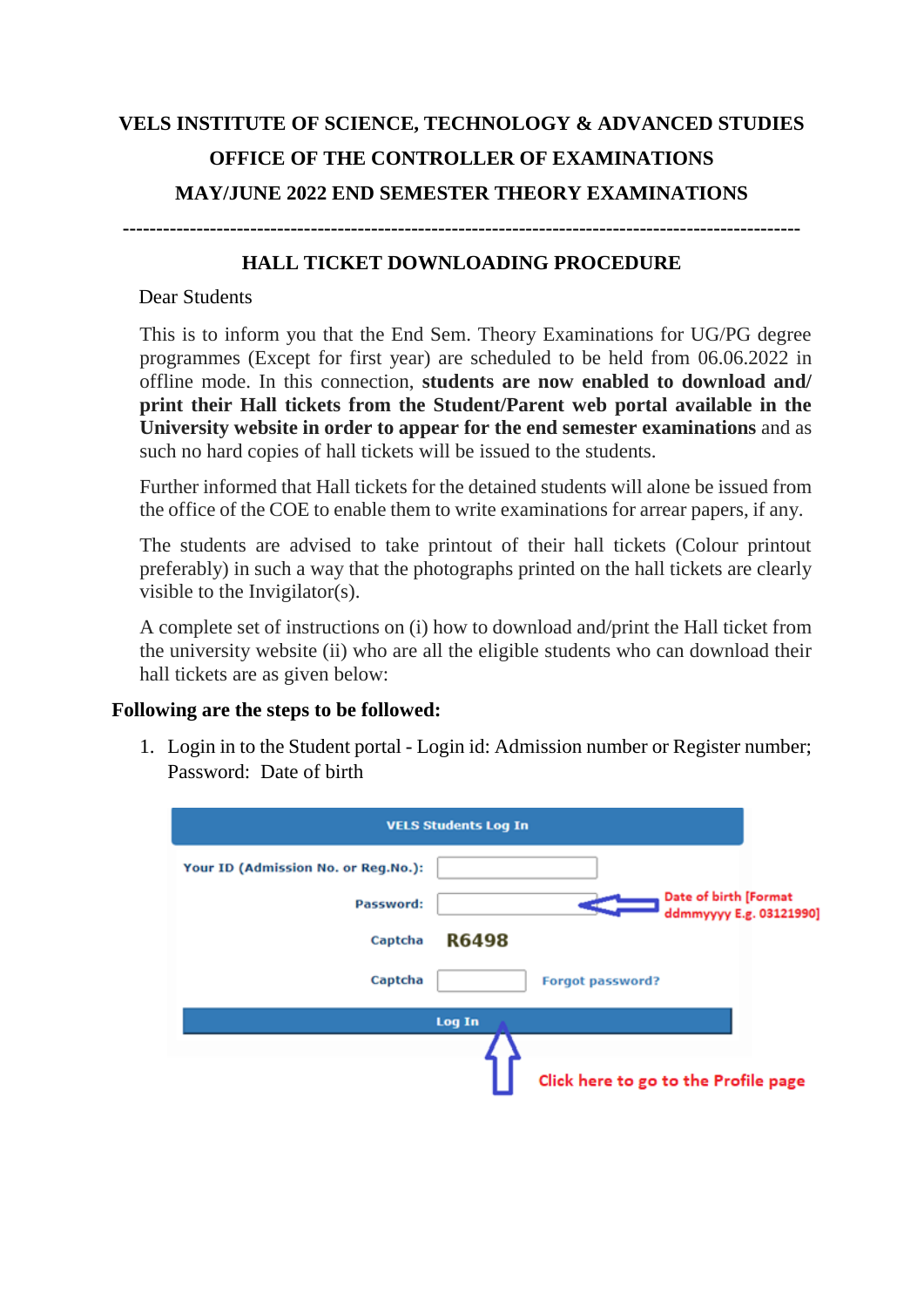**VELS INSTITUTE OF SCIENCE, TECHNOLOGY & ADVANCED STUDIES**

**OFFICE OF THE CONTROLLER OF EXAMINATIONS**

**MAY/JUNE 2022 END SEMESTER THEORY EXAMINATIONS**

---

## HALL TICKET DOWNLOADING PROCEDURE

Dear Students

This is to inform you that the End Sem. Theory Examinations for UG/PG degree programmes (Except for first year) are scheduled to be held from 06.06.2022 in offline mode. In this connection, **students are now enabled to download and/ print their Hall tickets from the Student/Parent web portal available in the University website in order to appear for the end semester examinations** and as such no hard copies of hall tickets will be issued to the students.

Further informed that Hall tickets for the detained students will alone be issued from the office of the COE to enable them to write examinations for arrear papers, if any.

The students are advised to take printout of their hall tickets (Colour printout preferably) in such a way that the photographs printed on the hall tickets are clearly visible to the Invigilator(s).

A complete set of instructions on (i) how to download and/print the Hall ticket from the university website (ii) who are all the eligible students who can download their hall tickets are as given below:

**Following are the steps to be followed:**

1. Login in to the Student portal - Login id: Admission number or Register number; Password: Date of birth

VELS Students Log In

Your ID (Admission No. or Reg.No.):

Password: ← Date of birth [Format ddmmyyyy E.g. 03121990]

Captcha R6498

Captcha   Forgot password?

Log In

↑ Click here to go to the Profile page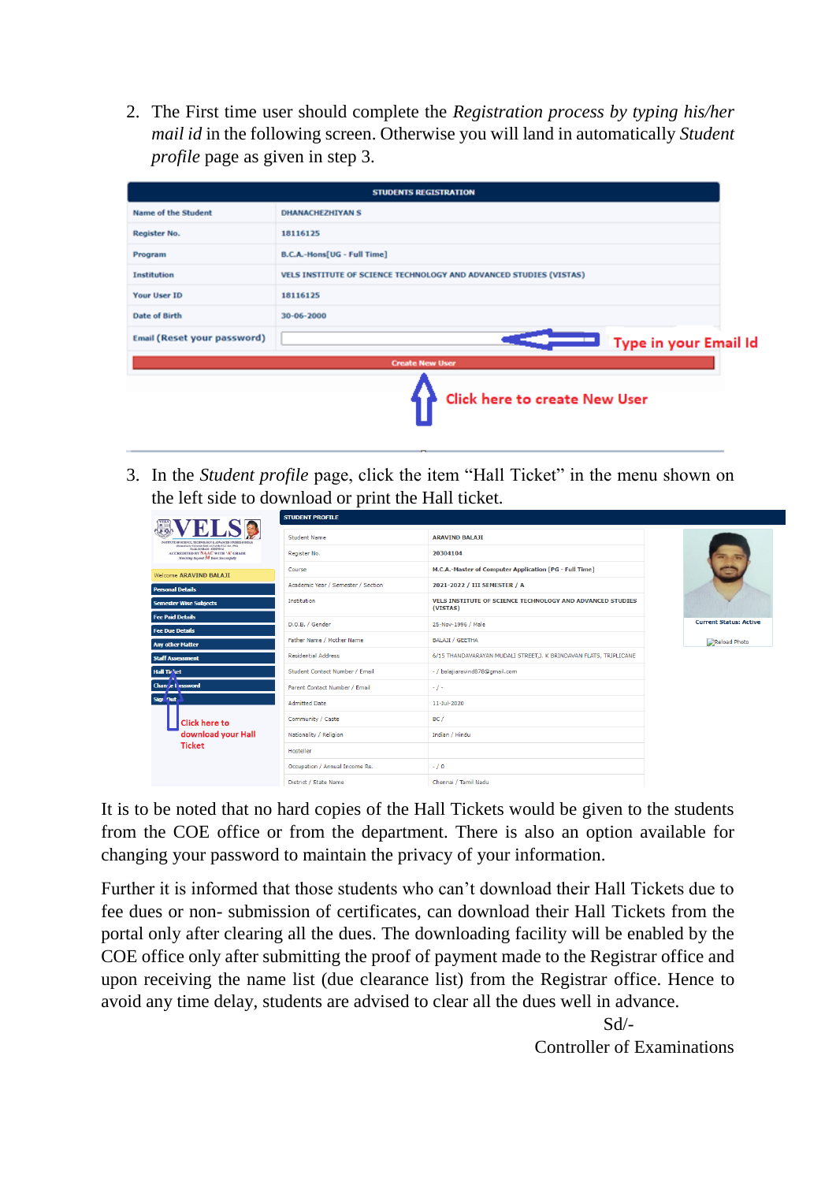2. The First time user should complete the *Registration process by typing his/her mail id* in the following screen. Otherwise you will land in automatically *Student profile* page as given in step 3.

| STUDENTS REGISTRATION | |
|---|---|
| Name of the Student | DHANACHEZHIYAN S |
| Register No. | 18116125 |
| Program | B.C.A.-Hons[UG - Full Time] |
| Institution | VELS INSTITUTE OF SCIENCE TECHNOLOGY AND ADVANCED STUDIES (VISTAS) |
| Your User ID | 18116125 |
| Date of Birth | 30-06-2000 |
| Email (Reset your password) | |

Type in your Email Id

Create New User

Click here to create New User

3. In the *Student profile* page, click the item "Hall Ticket" in the menu shown on the left side to download or print the Hall ticket.

Welcome ARAVIND BALAJI

- Personal Details
- Semester Wise Subjects
- Fee Paid Details
- Fee Due Details
- Any other Matter
- Staff Assessment
- Hall Ticket
- Change Password
- Sign Out

Click here to download your Hall Ticket

| STUDENT PROFILE | |
|---|---|
| Student Name | ARAVIND BALAJI |
| Register No. | 20304104 |
| Course | M.C.A.-Master of Computer Application [PG - Full Time] |
| Academic Year / Semester / Section | 2021-2022 / III SEMESTER / A |
| Institution | VELS INSTITUTE OF SCIENCE TECHNOLOGY AND ADVANCED STUDIES (VISTAS) |
| D.O.B. / Gender | 25-Nov-1996 / Male |
| Father Name / Mother Name | BALAJI / GEETHA |
| Residential Address | 6/15 THANDAVARAYAN MUDALI STREET,J. K BRINDAVAN FLATS, TRIPLICANE |
| Student Contact Number / Email | - / balajiaravind878@gmail.com |
| Parent Contact Number / Email | - / - |
| Admitted Date | 11-Jul-2020 |
| Community / Caste | BC / |
| Nationality / Religion | Indian / Hindu |
| Hosteller | |
| Occupation / Annual Income Rs. | - / 0 |
| District / State Name | Chennai / Tamil Nadu |

Current Status: Active

Reload Photo

It is to be noted that no hard copies of the Hall Tickets would be given to the students from the COE office or from the department. There is also an option available for changing your password to maintain the privacy of your information.

Further it is informed that those students who can't download their Hall Tickets due to fee dues or non- submission of certificates, can download their Hall Tickets from the portal only after clearing all the dues. The downloading facility will be enabled by the COE office only after submitting the proof of payment made to the Registrar office and upon receiving the name list (due clearance list) from the Registrar office. Hence to avoid any time delay, students are advised to clear all the dues well in advance.

Sd/-

Controller of Examinations